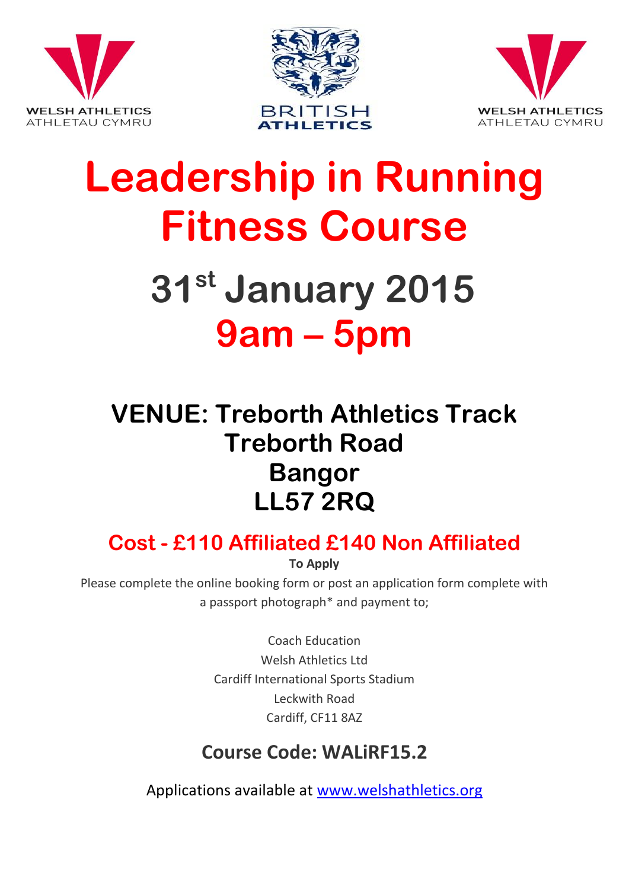WELSH ATHLETICS
ATHLETAU CYMRU

BRITISH
ATHLETICS

WELSH ATHLETICS
ATHLETAU CYMRU

# Leadership in Running Fitness Course

# 31st January 2015

# 9am – 5pm

## VENUE: Treborth Athletics Track
## Treborth Road
## Bangor
## LL57 2RQ

## Cost - £110 Affiliated £140 Non Affiliated

**To Apply**

Please complete the online booking form or post an application form complete with a passport photograph* and payment to;

Coach Education
Welsh Athletics Ltd
Cardiff International Sports Stadium
Leckwith Road
Cardiff, CF11 8AZ

**Course Code: WALiRF15.2**

Applications available at www.welshathletics.org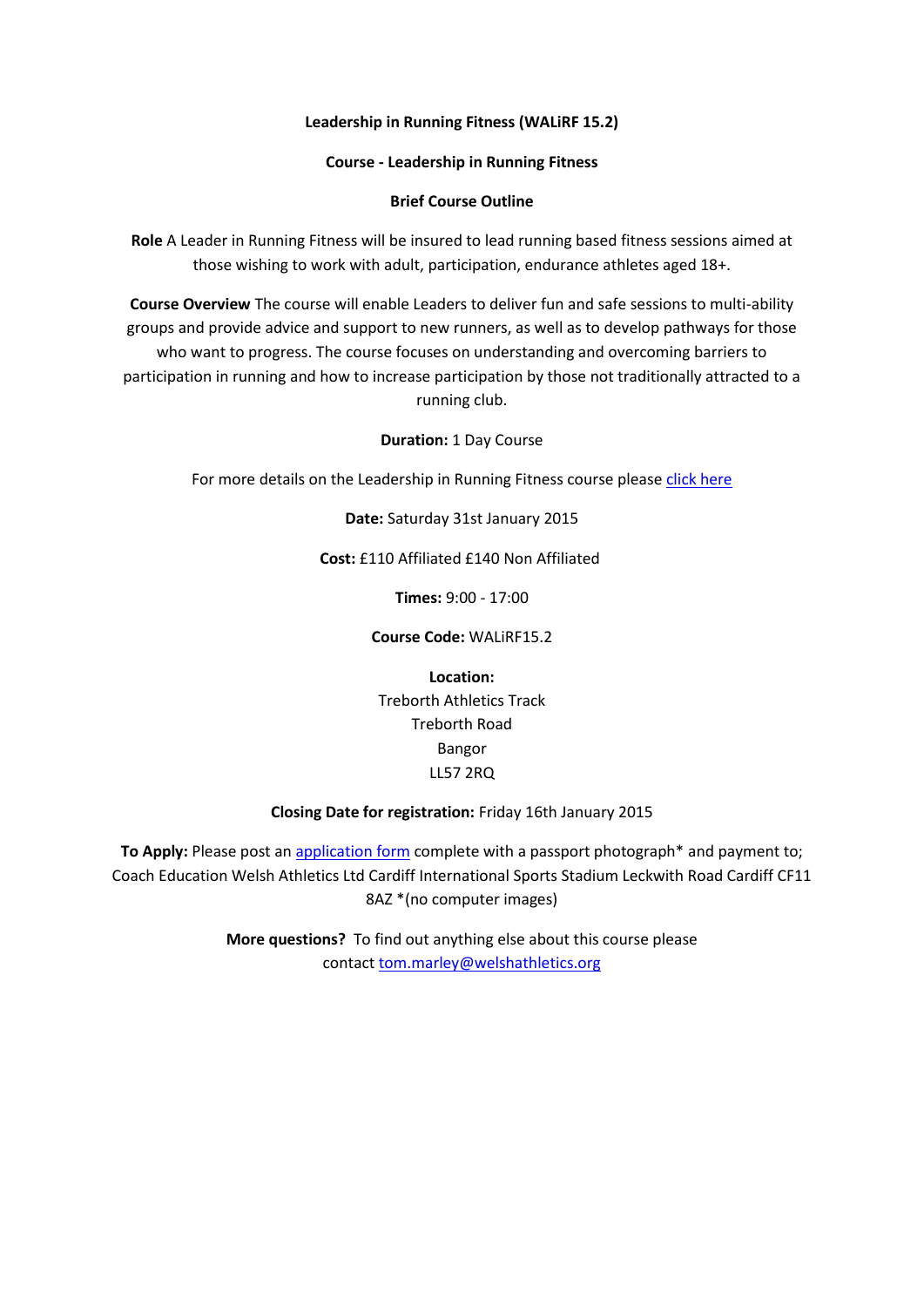**Leadership in Running Fitness (WALiRF 15.2)**

**Course - Leadership in Running Fitness**

**Brief Course Outline**

**Role** A Leader in Running Fitness will be insured to lead running based fitness sessions aimed at those wishing to work with adult, participation, endurance athletes aged 18+.

**Course Overview** The course will enable Leaders to deliver fun and safe sessions to multi-ability groups and provide advice and support to new runners, as well as to develop pathways for those who want to progress. The course focuses on understanding and overcoming barriers to participation in running and how to increase participation by those not traditionally attracted to a running club.

**Duration:** 1 Day Course

For more details on the Leadership in Running Fitness course please click here

**Date:** Saturday 31st January 2015

**Cost:** £110 Affiliated £140 Non Affiliated

**Times:** 9:00 - 17:00

**Course Code:** WALiRF15.2

**Location:**
Treborth Athletics Track
Treborth Road
Bangor
LL57 2RQ

**Closing Date for registration:** Friday 16th January 2015

**To Apply:** Please post an application form complete with a passport photograph* and payment to; Coach Education Welsh Athletics Ltd Cardiff International Sports Stadium Leckwith Road Cardiff CF11 8AZ *(no computer images)

**More questions?** To find out anything else about this course please contact tom.marley@welshathletics.org